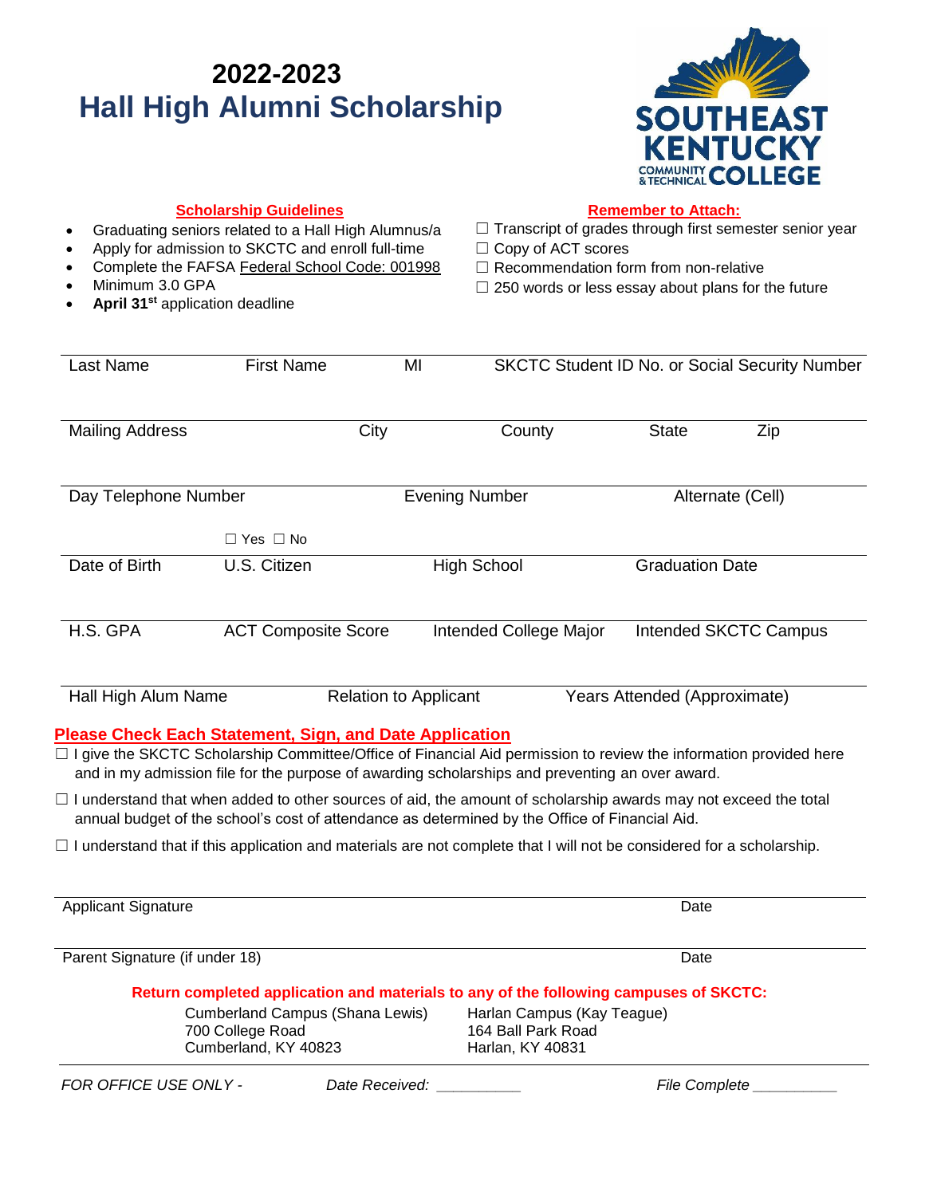# 2022-2023
# Hall High Alumni Scholarship

SOUTHEAST KENTUCKY COMMUNITY & TECHNICAL COLLEGE

**Scholarship Guidelines**

- Graduating seniors related to a Hall High Alumnus/a
- Apply for admission to SKCTC and enroll full-time
- Complete the FAFSA Federal School Code: 001998
- Minimum 3.0 GPA
- **April 31st** application deadline

**Remember to Attach:**

☐ Transcript of grades through first semester senior year
☐ Copy of ACT scores
☐ Recommendation form from non-relative
☐ 250 words or less essay about plans for the future

| Last Name | First Name | MI | SKCTC Student ID No. or Social Security Number |
|---|---|---|---|

| Mailing Address | City | County | State | Zip |
|---|---|---|---|---|

| Day Telephone Number | Evening Number | Alternate (Cell) |
|---|---|---|

| Date of Birth | U.S. Citizen ☐ Yes ☐ No | High School | Graduation Date |
|---|---|---|---|

| H.S. GPA | ACT Composite Score | Intended College Major | Intended SKCTC Campus |
|---|---|---|---|

| Hall High Alum Name | Relation to Applicant | Years Attended (Approximate) |
|---|---|---|

**Please Check Each Statement, Sign, and Date Application**

☐ I give the SKCTC Scholarship Committee/Office of Financial Aid permission to review the information provided here and in my admission file for the purpose of awarding scholarships and preventing an over award.

☐ I understand that when added to other sources of aid, the amount of scholarship awards may not exceed the total annual budget of the school's cost of attendance as determined by the Office of Financial Aid.

☐ I understand that if this application and materials are not complete that I will not be considered for a scholarship.

Applicant Signature ______________________________ Date __________

Parent Signature (if under 18) ______________________________ Date __________

**Return completed application and materials to any of the following campuses of SKCTC:**

Cumberland Campus (Shana Lewis)
700 College Road
Cumberland, KY 40823

Harlan Campus (Kay Teague)
164 Ball Park Road
Harlan, KY 40831

*FOR OFFICE USE ONLY -* *Date Received:* __________ *File Complete* __________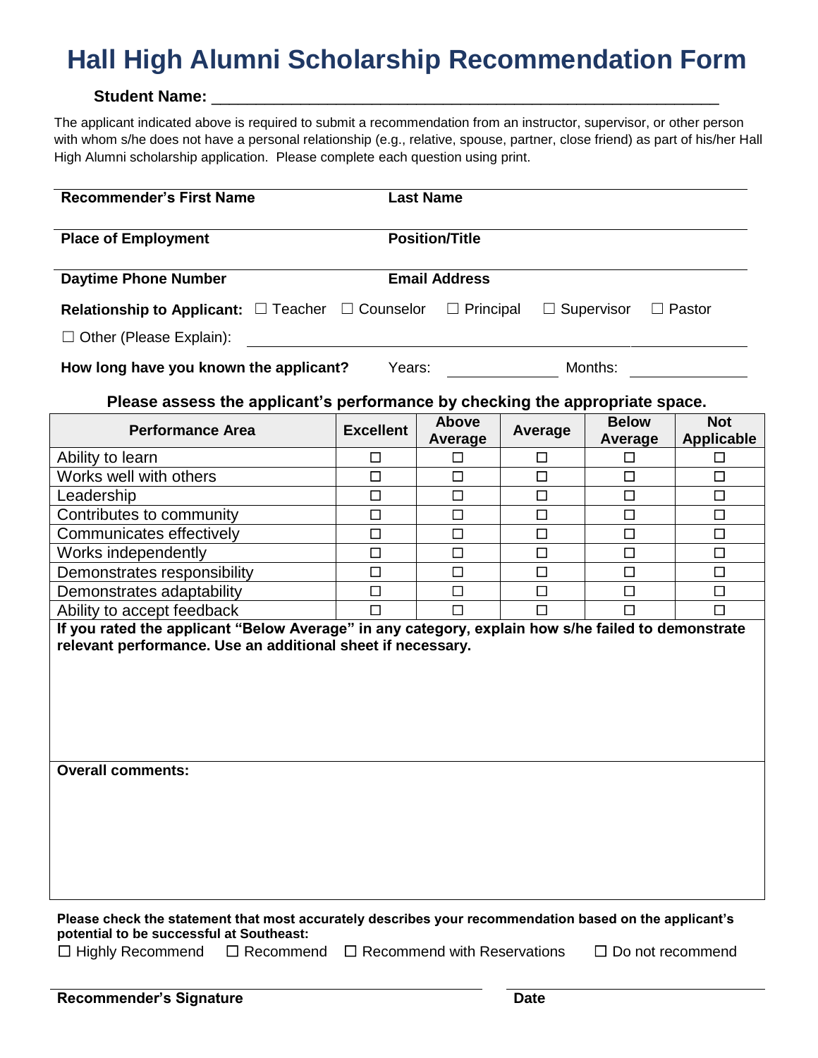# Hall High Alumni Scholarship Recommendation Form

**Student Name:** ___________________________________________________________

The applicant indicated above is required to submit a recommendation from an instructor, supervisor, or other person with whom s/he does not have a personal relationship (e.g., relative, spouse, partner, close friend) as part of his/her Hall High Alumni scholarship application. Please complete each question using print.

**Recommender's First Name** ______________________ **Last Name** ______________________

**Place of Employment** ______________________ **Position/Title** ______________________

**Daytime Phone Number** ______________________ **Email Address** ______________________

**Relationship to Applicant:** ☐ Teacher ☐ Counselor ☐ Principal ☐ Supervisor ☐ Pastor

☐ Other (Please Explain): ______________________

**How long have you known the applicant?** Years: __________ Months: __________

**Please assess the applicant's performance by checking the appropriate space.**

| Performance Area | Excellent | Above Average | Average | Below Average | Not Applicable |
|---|---|---|---|---|---|
| Ability to learn | ☐ | ☐ | ☐ | ☐ | ☐ |
| Works well with others | ☐ | ☐ | ☐ | ☐ | ☐ |
| Leadership | ☐ | ☐ | ☐ | ☐ | ☐ |
| Contributes to community | ☐ | ☐ | ☐ | ☐ | ☐ |
| Communicates effectively | ☐ | ☐ | ☐ | ☐ | ☐ |
| Works independently | ☐ | ☐ | ☐ | ☐ | ☐ |
| Demonstrates responsibility | ☐ | ☐ | ☐ | ☐ | ☐ |
| Demonstrates adaptability | ☐ | ☐ | ☐ | ☐ | ☐ |
| Ability to accept feedback | ☐ | ☐ | ☐ | ☐ | ☐ |

**If you rated the applicant "Below Average" in any category, explain how s/he failed to demonstrate relevant performance. Use an additional sheet if necessary.**

**Overall comments:**

**Please check the statement that most accurately describes your recommendation based on the applicant's potential to be successful at Southeast:**

☐ Highly Recommend ☐ Recommend ☐ Recommend with Reservations ☐ Do not recommend

**Recommender's Signature** ______________________ **Date** ______________________